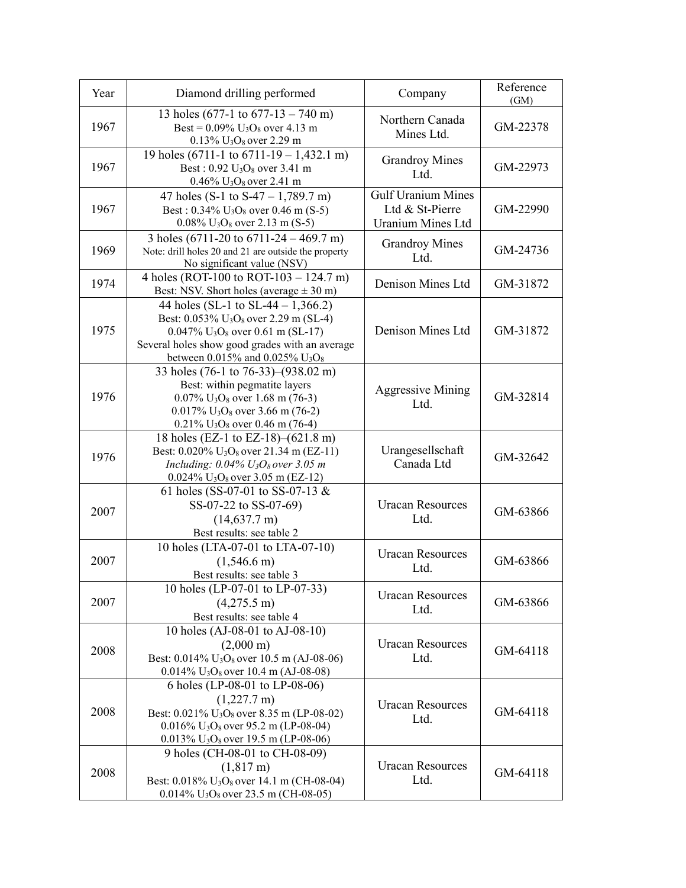| Year | Diamond drilling performed | Company | Reference (GM) |
|---|---|---|---|
| 1967 | 13 holes (677-1 to 677-13 – 740 m)<br>Best = 0.09% $U_3O_8$ over 4.13 m<br>0.13% $U_3O_8$ over 2.29 m | Northern Canada Mines Ltd. | GM-22378 |
| 1967 | 19 holes (6711-1 to 6711-19 – 1,432.1 m)<br>Best : 0.92 $U_3O_8$ over 3.41 m<br>0.46% $U_3O_8$ over 2.41 m | Grandroy Mines Ltd. | GM-22973 |
| 1967 | 47 holes (S-1 to S-47 – 1,789.7 m)<br>Best : 0.34% $U_3O_8$ over 0.46 m (S-5)<br>0.08% $U_3O_8$ over 2.13 m (S-5) | Gulf Uranium Mines Ltd & St-Pierre Uranium Mines Ltd | GM-22990 |
| 1969 | 3 holes (6711-20 to 6711-24 – 469.7 m)<br>Note: drill holes 20 and 21 are outside the property<br>No significant value (NSV) | Grandroy Mines Ltd. | GM-24736 |
| 1974 | 4 holes (ROT-100 to ROT-103 – 124.7 m)<br>Best: NSV. Short holes (average ± 30 m) | Denison Mines Ltd | GM-31872 |
| 1975 | 44 holes (SL-1 to SL-44 – 1,366.2)<br>Best: 0.053% $U_3O_8$ over 2.29 m (SL-4)<br>0.047% $U_3O_8$ over 0.61 m (SL-17)<br>Several holes show good grades with an average between 0.015% and 0.025% $U_3O_8$ | Denison Mines Ltd | GM-31872 |
| 1976 | 33 holes (76-1 to 76-33)–(938.02 m)<br>Best: within pegmatite layers<br>0.07% $U_3O_8$ over 1.68 m (76-3)<br>0.017% $U_3O_8$ over 3.66 m (76-2)<br>0.21% $U_3O_8$ over 0.46 m (76-4) | Aggressive Mining Ltd. | GM-32814 |
| 1976 | 18 holes (EZ-1 to EZ-18)–(621.8 m)<br>Best: 0.020% $U_3O_8$ over 21.34 m (EZ-11)<br>*Including: 0.04% $U_3O_8$ over 3.05 m*<br>0.024% $U_3O_8$ over 3.05 m (EZ-12) | Urangesellschaft Canada Ltd | GM-32642 |
| 2007 | 61 holes (SS-07-01 to SS-07-13 & SS-07-22 to SS-07-69)<br>(14,637.7 m)<br>Best results: see table 2 | Uracan Resources Ltd. | GM-63866 |
| 2007 | 10 holes (LTA-07-01 to LTA-07-10)<br>(1,546.6 m)<br>Best results: see table 3 | Uracan Resources Ltd. | GM-63866 |
| 2007 | 10 holes (LP-07-01 to LP-07-33)<br>(4,275.5 m)<br>Best results: see table 4 | Uracan Resources Ltd. | GM-63866 |
| 2008 | 10 holes (AJ-08-01 to AJ-08-10)<br>(2,000 m)<br>Best: 0.014% $U_3O_8$ over 10.5 m (AJ-08-06)<br>0.014% $U_3O_8$ over 10.4 m (AJ-08-08) | Uracan Resources Ltd. | GM-64118 |
| 2008 | 6 holes (LP-08-01 to LP-08-06)<br>(1,227.7 m)<br>Best: 0.021% $U_3O_8$ over 8.35 m (LP-08-02)<br>0.016% $U_3O_8$ over 95.2 m (LP-08-04)<br>0.013% $U_3O_8$ over 19.5 m (LP-08-06) | Uracan Resources Ltd. | GM-64118 |
| 2008 | 9 holes (CH-08-01 to CH-08-09)<br>(1,817 m)<br>Best: 0.018% $U_3O_8$ over 14.1 m (CH-08-04)<br>0.014% $U_3O_8$ over 23.5 m (CH-08-05) | Uracan Resources Ltd. | GM-64118 |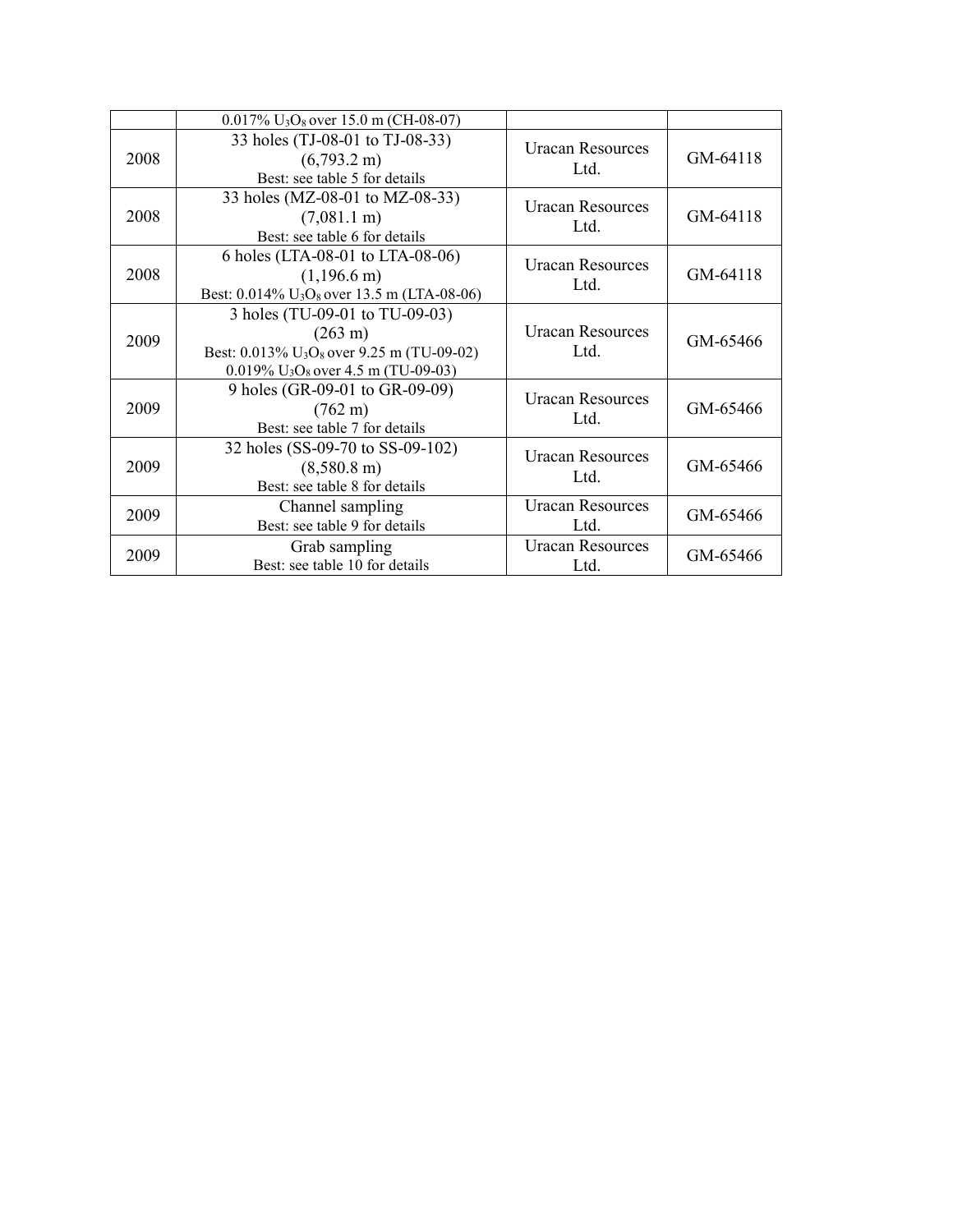| | | | |
|---|---|---|---|
| | 0.017% $U_3O_8$ over 15.0 m (CH-08-07) | | |
| 2008 | 33 holes (TJ-08-01 to TJ-08-33)<br>(6,793.2 m)<br>Best: see table 5 for details | Uracan Resources Ltd. | GM-64118 |
| 2008 | 33 holes (MZ-08-01 to MZ-08-33)<br>(7,081.1 m)<br>Best: see table 6 for details | Uracan Resources Ltd. | GM-64118 |
| 2008 | 6 holes (LTA-08-01 to LTA-08-06)<br>(1,196.6 m)<br>Best: 0.014% $U_3O_8$ over 13.5 m (LTA-08-06) | Uracan Resources Ltd. | GM-64118 |
| 2009 | 3 holes (TU-09-01 to TU-09-03)<br>(263 m)<br>Best: 0.013% $U_3O_8$ over 9.25 m (TU-09-02)<br>0.019% $U_3O_8$ over 4.5 m (TU-09-03) | Uracan Resources Ltd. | GM-65466 |
| 2009 | 9 holes (GR-09-01 to GR-09-09)<br>(762 m)<br>Best: see table 7 for details | Uracan Resources Ltd. | GM-65466 |
| 2009 | 32 holes (SS-09-70 to SS-09-102)<br>(8,580.8 m)<br>Best: see table 8 for details | Uracan Resources Ltd. | GM-65466 |
| 2009 | Channel sampling<br>Best: see table 9 for details | Uracan Resources Ltd. | GM-65466 |
| 2009 | Grab sampling<br>Best: see table 10 for details | Uracan Resources Ltd. | GM-65466 |